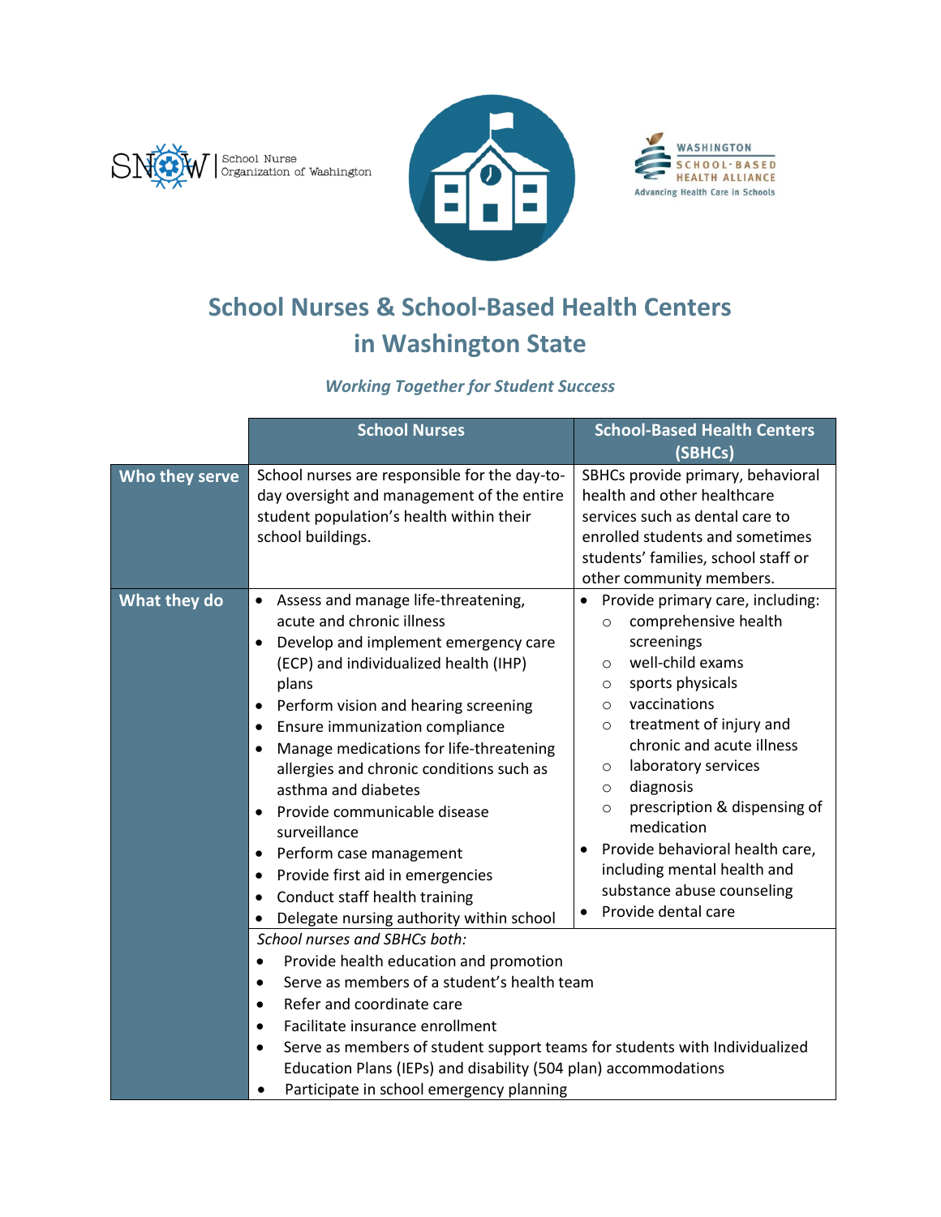School Nurse Organization of Washington

WASHINGTON SCHOOL-BASED HEALTH ALLIANCE
Advancing Health Care in Schools

# School Nurses & School-Based Health Centers in Washington State

***Working Together for Student Success***

| | School Nurses | School-Based Health Centers (SBHCs) |
|---|---|---|
| **Who they serve** | School nurses are responsible for the day-to-day oversight and management of the entire student population's health within their school buildings. | SBHCs provide primary, behavioral health and other healthcare services such as dental care to enrolled students and sometimes students' families, school staff or other community members. |
| **What they do** | • Assess and manage life-threatening, acute and chronic illness<br>• Develop and implement emergency care (ECP) and individualized health (IHP) plans<br>• Perform vision and hearing screening<br>• Ensure immunization compliance<br>• Manage medications for life-threatening allergies and chronic conditions such as asthma and diabetes<br>• Provide communicable disease surveillance<br>• Perform case management<br>• Provide first aid in emergencies<br>• Conduct staff health training<br>• Delegate nursing authority within school | • Provide primary care, including:<br>○ comprehensive health screenings<br>○ well-child exams<br>○ sports physicals<br>○ vaccinations<br>○ treatment of injury and chronic and acute illness<br>○ laboratory services<br>○ diagnosis<br>○ prescription & dispensing of medication<br>• Provide behavioral health care, including mental health and substance abuse counseling<br>• Provide dental care |
| | *School nurses and SBHCs both:*<br>• Provide health education and promotion<br>• Serve as members of a student's health team<br>• Refer and coordinate care<br>• Facilitate insurance enrollment<br>• Serve as members of student support teams for students with Individualized Education Plans (IEPs) and disability (504 plan) accommodations<br>• Participate in school emergency planning | |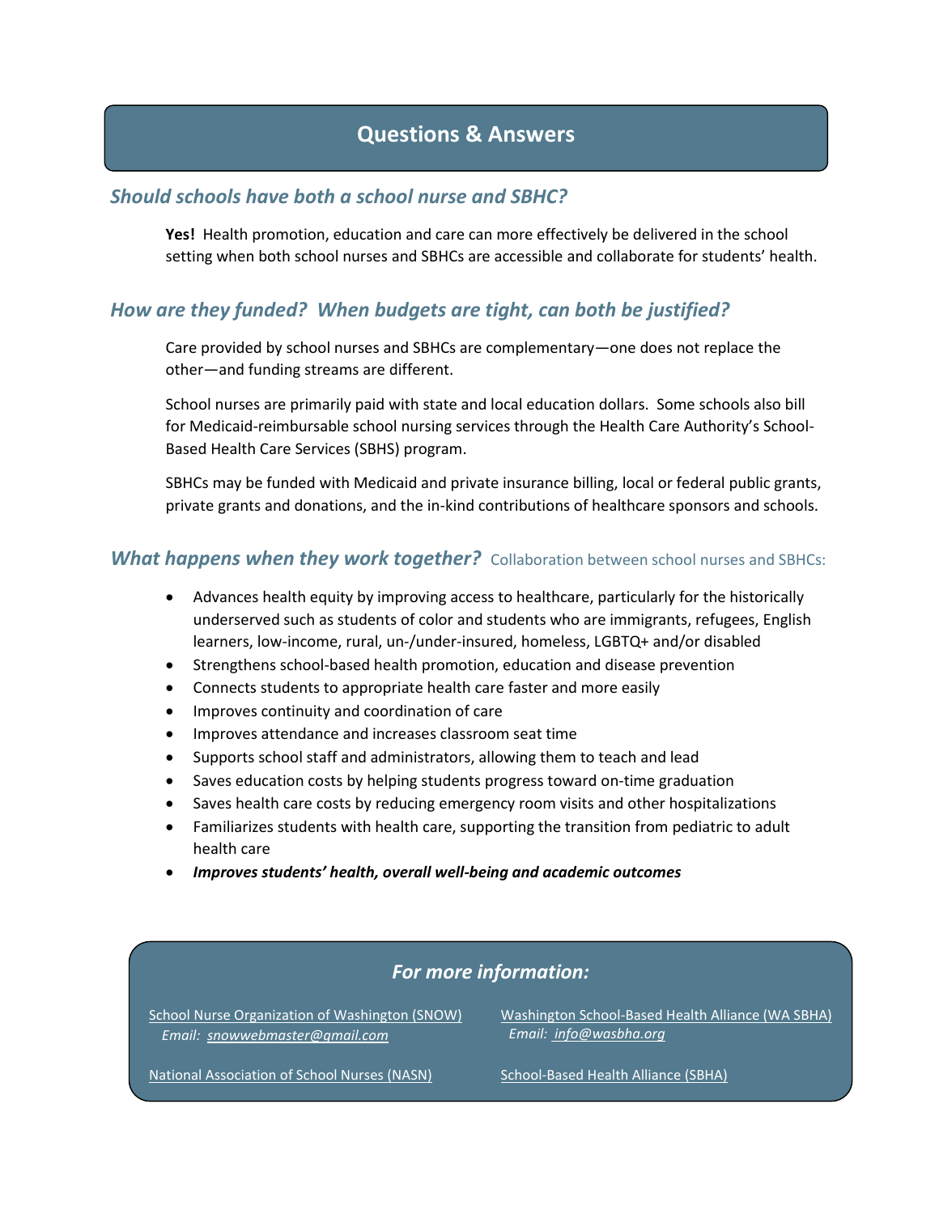# Questions & Answers

## *Should schools have both a school nurse and SBHC?*

**Yes!** Health promotion, education and care can more effectively be delivered in the school setting when both school nurses and SBHCs are accessible and collaborate for students' health.

## *How are they funded? When budgets are tight, can both be justified?*

Care provided by school nurses and SBHCs are complementary—one does not replace the other—and funding streams are different.

School nurses are primarily paid with state and local education dollars. Some schools also bill for Medicaid-reimbursable school nursing services through the Health Care Authority's School-Based Health Care Services (SBHS) program.

SBHCs may be funded with Medicaid and private insurance billing, local or federal public grants, private grants and donations, and the in-kind contributions of healthcare sponsors and schools.

## *What happens when they work together?* Collaboration between school nurses and SBHCs:

- Advances health equity by improving access to healthcare, particularly for the historically underserved such as students of color and students who are immigrants, refugees, English learners, low-income, rural, un-/under-insured, homeless, LGBTQ+ and/or disabled
- Strengthens school-based health promotion, education and disease prevention
- Connects students to appropriate health care faster and more easily
- Improves continuity and coordination of care
- Improves attendance and increases classroom seat time
- Supports school staff and administrators, allowing them to teach and lead
- Saves education costs by helping students progress toward on-time graduation
- Saves health care costs by reducing emergency room visits and other hospitalizations
- Familiarizes students with health care, supporting the transition from pediatric to adult health care
- ***Improves students' health, overall well-being and academic outcomes***

## *For more information:*

School Nurse Organization of Washington (SNOW)
*Email: snowwebmaster@gmail.com*

National Association of School Nurses (NASN)

Washington School-Based Health Alliance (WA SBHA)
*Email: info@wasbha.org*

School-Based Health Alliance (SBHA)